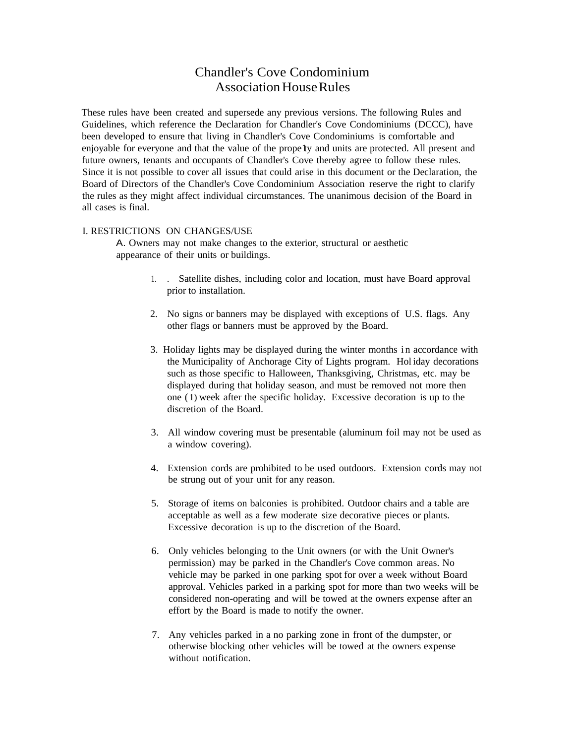# Chandler's Cove Condominium Association House Rules

These rules have been created and supersede any previous versions. The following Rules and Guidelines, which reference the Declaration for Chandler's Cove Condominiums (DCCC), have been developed to ensure that living in Chandler's Cove Condominiums is comfortable and enjoyable for everyone and that the value of the property and units are protected. All present and future owners, tenants and occupants of Chandler's Cove thereby agree to follow these rules. Since it is not possible to cover all issues that could arise in this document or the Declaration, the Board of Directors of the Chandler's Cove Condominium Association reserve the right to clarify the rules as they might affect individual circumstances. The unanimous decision of the Board in all cases is final.

I. RESTRICTIONS ON CHANGES/USE

A. Owners may not make changes to the exterior, structural or aesthetic appearance of their units or buildings.

1. . Satellite dishes, including color and location, must have Board approval prior to installation.

2. No signs or banners may be displayed with exceptions of U.S. flags. Any other flags or banners must be approved by the Board.

3. Holiday lights may be displayed during the winter months in accordance with the Municipality of Anchorage City of Lights program. Holiday decorations such as those specific to Halloween, Thanksgiving, Christmas, etc. may be displayed during that holiday season, and must be removed not more then one (1) week after the specific holiday. Excessive decoration is up to the discretion of the Board.

3. All window covering must be presentable (aluminum foil may not be used as a window covering).

4. Extension cords are prohibited to be used outdoors. Extension cords may not be strung out of your unit for any reason.

5. Storage of items on balconies is prohibited. Outdoor chairs and a table are acceptable as well as a few moderate size decorative pieces or plants. Excessive decoration is up to the discretion of the Board.

6. Only vehicles belonging to the Unit owners (or with the Unit Owner's permission) may be parked in the Chandler's Cove common areas. No vehicle may be parked in one parking spot for over a week without Board approval. Vehicles parked in a parking spot for more than two weeks will be considered non-operating and will be towed at the owners expense after an effort by the Board is made to notify the owner.

7. Any vehicles parked in a no parking zone in front of the dumpster, or otherwise blocking other vehicles will be towed at the owners expense without notification.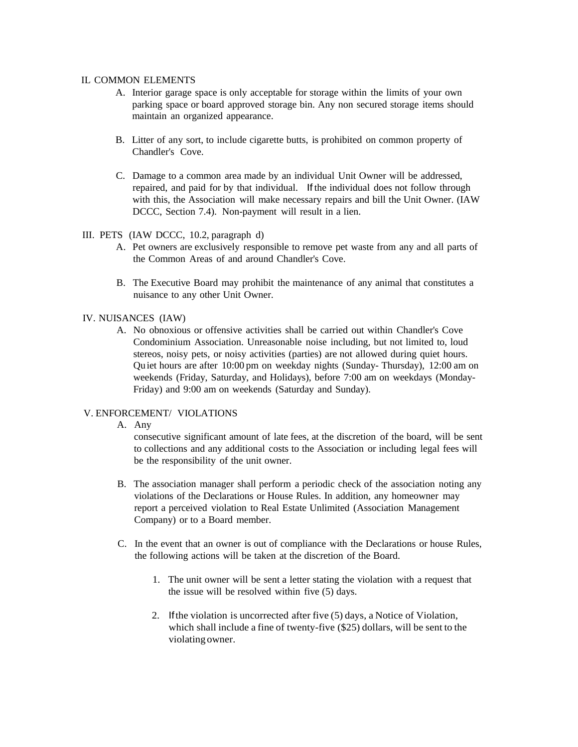## IL COMMON ELEMENTS

A. Interior garage space is only acceptable for storage within the limits of your own parking space or board approved storage bin. Any non secured storage items should maintain an organized appearance.

B. Litter of any sort, to include cigarette butts, is prohibited on common property of Chandler's Cove.

C. Damage to a common area made by an individual Unit Owner will be addressed, repaired, and paid for by that individual. If the individual does not follow through with this, the Association will make necessary repairs and bill the Unit Owner. (IAW DCCC, Section 7.4). Non-payment will result in a lien.

## III. PETS (IAW DCCC, 10.2, paragraph d)

A. Pet owners are exclusively responsible to remove pet waste from any and all parts of the Common Areas of and around Chandler's Cove.

B. The Executive Board may prohibit the maintenance of any animal that constitutes a nuisance to any other Unit Owner.

## IV. NUISANCES (IAW)

A. No obnoxious or offensive activities shall be carried out within Chandler's Cove Condominium Association. Unreasonable noise including, but not limited to, loud stereos, noisy pets, or noisy activities (parties) are not allowed during quiet hours. Quiet hours are after 10:00 pm on weekday nights (Sunday- Thursday), 12:00 am on weekends (Friday, Saturday, and Holidays), before 7:00 am on weekdays (Monday-Friday) and 9:00 am on weekends (Saturday and Sunday).

## V. ENFORCEMENT/ VIOLATIONS

A. Any consecutive significant amount of late fees, at the discretion of the board, will be sent to collections and any additional costs to the Association or including legal fees will be the responsibility of the unit owner.

B. The association manager shall perform a periodic check of the association noting any violations of the Declarations or House Rules. In addition, any homeowner may report a perceived violation to Real Estate Unlimited (Association Management Company) or to a Board member.

C. In the event that an owner is out of compliance with the Declarations or house Rules, the following actions will be taken at the discretion of the Board.

1. The unit owner will be sent a letter stating the violation with a request that the issue will be resolved within five (5) days.

2. If the violation is uncorrected after five (5) days, a Notice of Violation, which shall include a fine of twenty-five ($25) dollars, will be sent to the violating owner.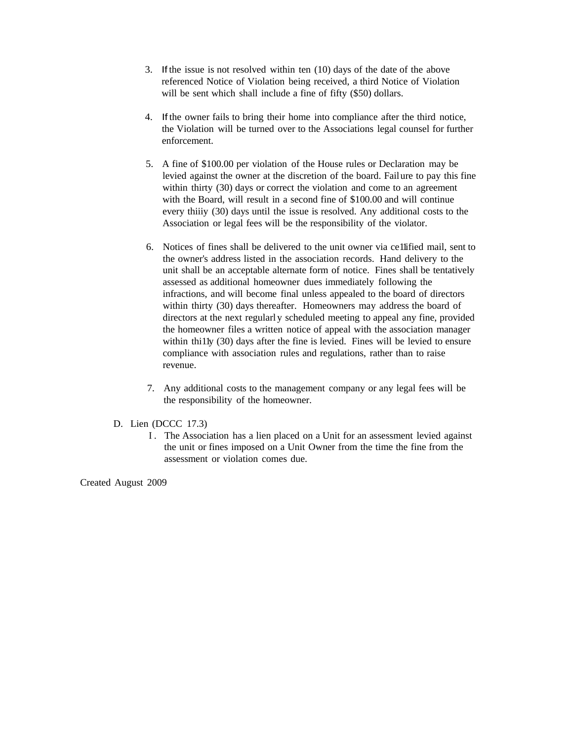3. If the issue is not resolved within ten (10) days of the date of the above referenced Notice of Violation being received, a third Notice of Violation will be sent which shall include a fine of fifty ($50) dollars.

4. If the owner fails to bring their home into compliance after the third notice, the Violation will be turned over to the Associations legal counsel for further enforcement.

5. A fine of $100.00 per violation of the House rules or Declaration may be levied against the owner at the discretion of the board. Failure to pay this fine within thirty (30) days or correct the violation and come to an agreement with the Board, will result in a second fine of $100.00 and will continue every thiiiy (30) days until the issue is resolved. Any additional costs to the Association or legal fees will be the responsibility of the violator.

6. Notices of fines shall be delivered to the unit owner via ce11ified mail, sent to the owner's address listed in the association records. Hand delivery to the unit shall be an acceptable alternate form of notice. Fines shall be tentatively assessed as additional homeowner dues immediately following the infractions, and will become final unless appealed to the board of directors within thirty (30) days thereafter. Homeowners may address the board of directors at the next regularly scheduled meeting to appeal any fine, provided the homeowner files a written notice of appeal with the association manager within thi11y (30) days after the fine is levied. Fines will be levied to ensure compliance with association rules and regulations, rather than to raise revenue.

7. Any additional costs to the management company or any legal fees will be the responsibility of the homeowner.

D. Lien (DCCC 17.3)

   I. The Association has a lien placed on a Unit for an assessment levied against the unit or fines imposed on a Unit Owner from the time the fine from the assessment or violation comes due.

Created August 2009